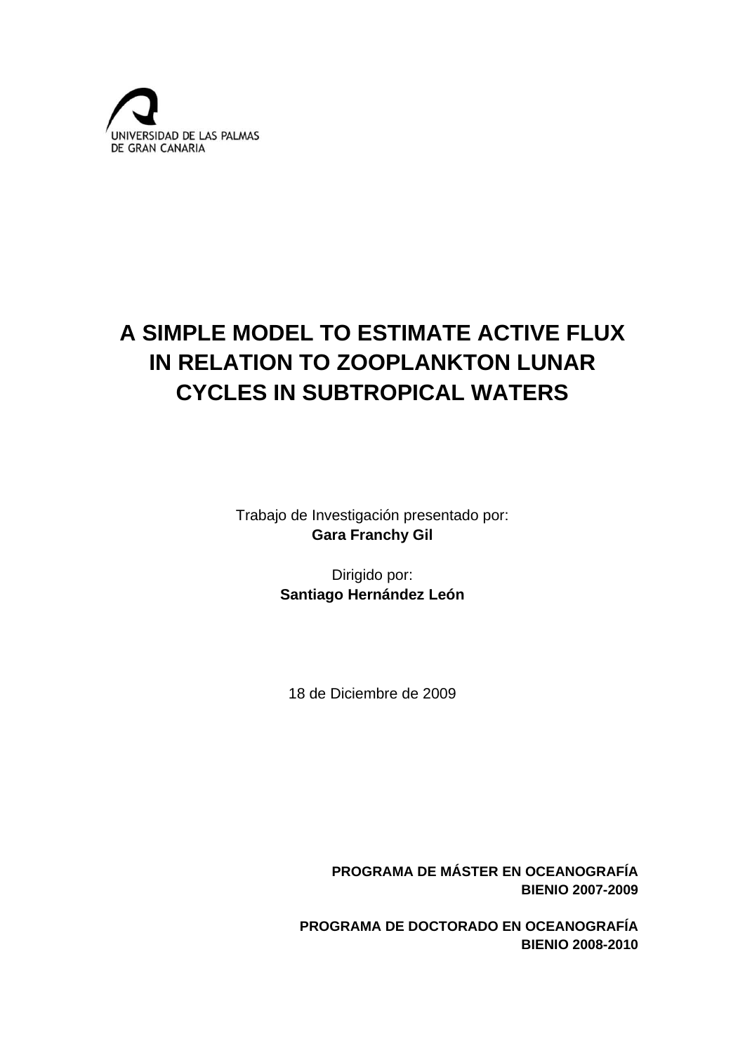UNIVERSIDAD DE LAS PALMAS DE GRAN CANARIA

# A SIMPLE MODEL TO ESTIMATE ACTIVE FLUX IN RELATION TO ZOOPLANKTON LUNAR CYCLES IN SUBTROPICAL WATERS

Trabajo de Investigación presentado por:
**Gara Franchy Gil**

Dirigido por:
**Santiago Hernández León**

18 de Diciembre de 2009

**PROGRAMA DE MÁSTER EN OCEANOGRAFÍA**
**BIENIO 2007-2009**

**PROGRAMA DE DOCTORADO EN OCEANOGRAFÍA**
**BIENIO 2008-2010**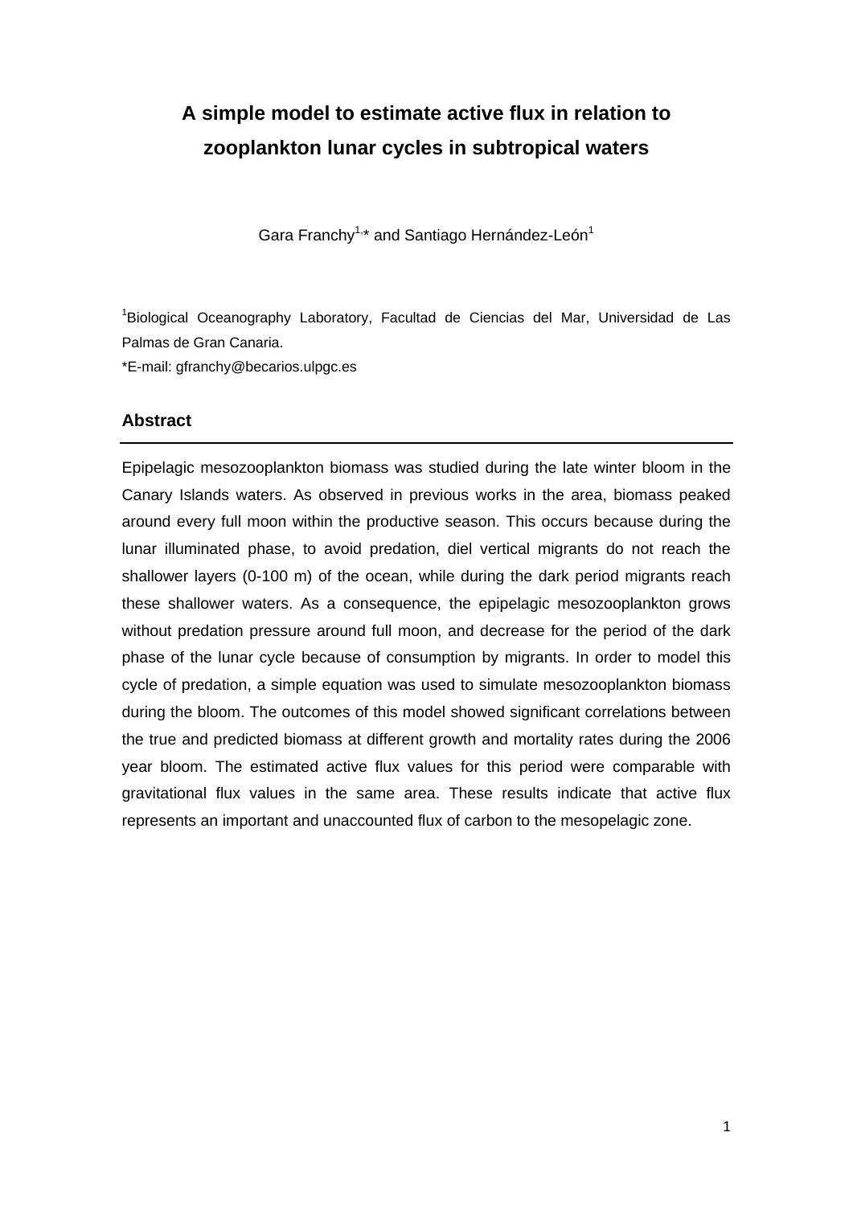# A simple model to estimate active flux in relation to zooplankton lunar cycles in subtropical waters

Gara Franchy[1,]* and Santiago Hernández-León[1]

[1]Biological Oceanography Laboratory, Facultad de Ciencias del Mar, Universidad de Las Palmas de Gran Canaria.

*E-mail: gfranchy@becarios.ulpgc.es

## Abstract

Epipelagic mesozooplankton biomass was studied during the late winter bloom in the Canary Islands waters. As observed in previous works in the area, biomass peaked around every full moon within the productive season. This occurs because during the lunar illuminated phase, to avoid predation, diel vertical migrants do not reach the shallower layers (0-100 m) of the ocean, while during the dark period migrants reach these shallower waters. As a consequence, the epipelagic mesozooplankton grows without predation pressure around full moon, and decrease for the period of the dark phase of the lunar cycle because of consumption by migrants. In order to model this cycle of predation, a simple equation was used to simulate mesozooplankton biomass during the bloom. The outcomes of this model showed significant correlations between the true and predicted biomass at different growth and mortality rates during the 2006 year bloom. The estimated active flux values for this period were comparable with gravitational flux values in the same area. These results indicate that active flux represents an important and unaccounted flux of carbon to the mesopelagic zone.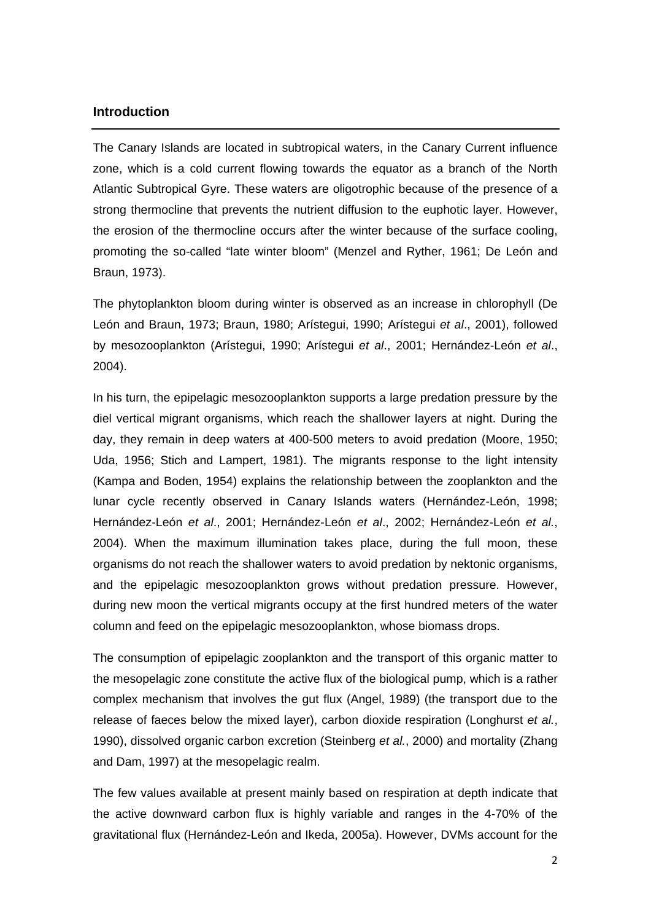## Introduction

The Canary Islands are located in subtropical waters, in the Canary Current influence zone, which is a cold current flowing towards the equator as a branch of the North Atlantic Subtropical Gyre. These waters are oligotrophic because of the presence of a strong thermocline that prevents the nutrient diffusion to the euphotic layer. However, the erosion of the thermocline occurs after the winter because of the surface cooling, promoting the so-called "late winter bloom" (Menzel and Ryther, 1961; De León and Braun, 1973).

The phytoplankton bloom during winter is observed as an increase in chlorophyll (De León and Braun, 1973; Braun, 1980; Arístegui, 1990; Arístegui *et al*., 2001), followed by mesozooplankton (Arístegui, 1990; Arístegui *et al*., 2001; Hernández-León *et al*., 2004).

In his turn, the epipelagic mesozooplankton supports a large predation pressure by the diel vertical migrant organisms, which reach the shallower layers at night. During the day, they remain in deep waters at 400-500 meters to avoid predation (Moore, 1950; Uda, 1956; Stich and Lampert, 1981). The migrants response to the light intensity (Kampa and Boden, 1954) explains the relationship between the zooplankton and the lunar cycle recently observed in Canary Islands waters (Hernández-León, 1998; Hernández-León *et al*., 2001; Hernández-León *et al*., 2002; Hernández-León *et al.*, 2004). When the maximum illumination takes place, during the full moon, these organisms do not reach the shallower waters to avoid predation by nektonic organisms, and the epipelagic mesozooplankton grows without predation pressure. However, during new moon the vertical migrants occupy at the first hundred meters of the water column and feed on the epipelagic mesozooplankton, whose biomass drops.

The consumption of epipelagic zooplankton and the transport of this organic matter to the mesopelagic zone constitute the active flux of the biological pump, which is a rather complex mechanism that involves the gut flux (Angel, 1989) (the transport due to the release of faeces below the mixed layer), carbon dioxide respiration (Longhurst *et al.*, 1990), dissolved organic carbon excretion (Steinberg *et al.*, 2000) and mortality (Zhang and Dam, 1997) at the mesopelagic realm.

The few values available at present mainly based on respiration at depth indicate that the active downward carbon flux is highly variable and ranges in the 4-70% of the gravitational flux (Hernández-León and Ikeda, 2005a). However, DVMs account for the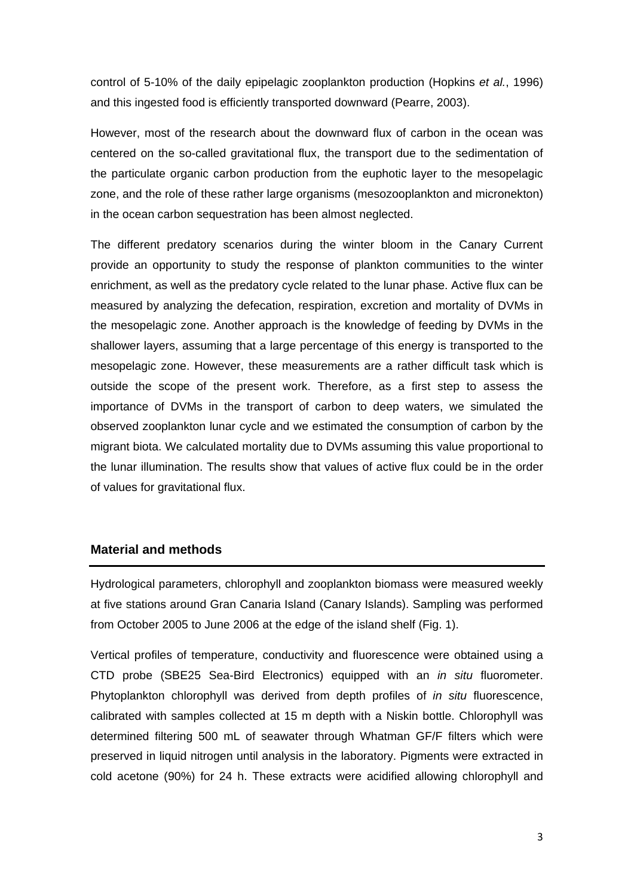control of 5-10% of the daily epipelagic zooplankton production (Hopkins *et al.*, 1996) and this ingested food is efficiently transported downward (Pearre, 2003).

However, most of the research about the downward flux of carbon in the ocean was centered on the so-called gravitational flux, the transport due to the sedimentation of the particulate organic carbon production from the euphotic layer to the mesopelagic zone, and the role of these rather large organisms (mesozooplankton and micronekton) in the ocean carbon sequestration has been almost neglected.

The different predatory scenarios during the winter bloom in the Canary Current provide an opportunity to study the response of plankton communities to the winter enrichment, as well as the predatory cycle related to the lunar phase. Active flux can be measured by analyzing the defecation, respiration, excretion and mortality of DVMs in the mesopelagic zone. Another approach is the knowledge of feeding by DVMs in the shallower layers, assuming that a large percentage of this energy is transported to the mesopelagic zone. However, these measurements are a rather difficult task which is outside the scope of the present work. Therefore, as a first step to assess the importance of DVMs in the transport of carbon to deep waters, we simulated the observed zooplankton lunar cycle and we estimated the consumption of carbon by the migrant biota. We calculated mortality due to DVMs assuming this value proportional to the lunar illumination. The results show that values of active flux could be in the order of values for gravitational flux.

## Material and methods

Hydrological parameters, chlorophyll and zooplankton biomass were measured weekly at five stations around Gran Canaria Island (Canary Islands). Sampling was performed from October 2005 to June 2006 at the edge of the island shelf (Fig. 1).

Vertical profiles of temperature, conductivity and fluorescence were obtained using a CTD probe (SBE25 Sea-Bird Electronics) equipped with an *in situ* fluorometer. Phytoplankton chlorophyll was derived from depth profiles of *in situ* fluorescence, calibrated with samples collected at 15 m depth with a Niskin bottle. Chlorophyll was determined filtering 500 mL of seawater through Whatman GF/F filters which were preserved in liquid nitrogen until analysis in the laboratory. Pigments were extracted in cold acetone (90%) for 24 h. These extracts were acidified allowing chlorophyll and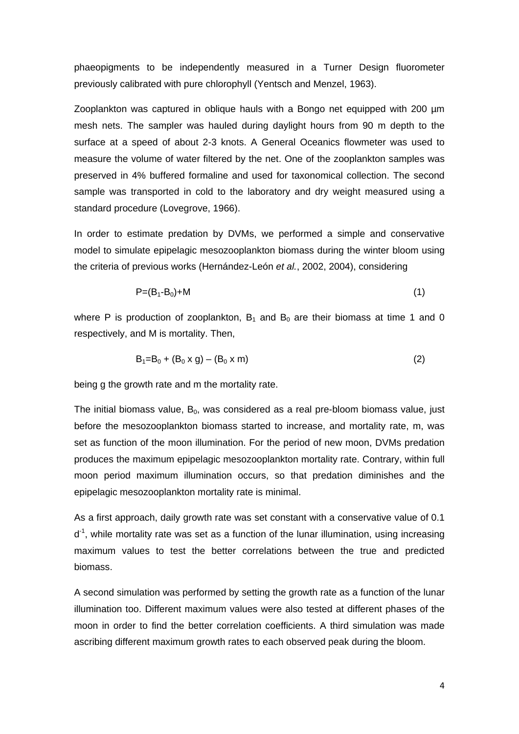phaeopigments to be independently measured in a Turner Design fluorometer previously calibrated with pure chlorophyll (Yentsch and Menzel, 1963).

Zooplankton was captured in oblique hauls with a Bongo net equipped with 200 µm mesh nets. The sampler was hauled during daylight hours from 90 m depth to the surface at a speed of about 2-3 knots. A General Oceanics flowmeter was used to measure the volume of water filtered by the net. One of the zooplankton samples was preserved in 4% buffered formaline and used for taxonomical collection. The second sample was transported in cold to the laboratory and dry weight measured using a standard procedure (Lovegrove, 1966).

In order to estimate predation by DVMs, we performed a simple and conservative model to simulate epipelagic mesozooplankton biomass during the winter bloom using the criteria of previous works (Hernández-León *et al.*, 2002, 2004), considering

$$P=(B_1-B_0)+M \qquad (1)$$

where P is production of zooplankton, $B_1$ and $B_0$ are their biomass at time 1 and 0 respectively, and M is mortality. Then,

$$B_1=B_0 + (B_0 \times g) - (B_0 \times m) \qquad (2)$$

being g the growth rate and m the mortality rate.

The initial biomass value, $B_0$, was considered as a real pre-bloom biomass value, just before the mesozooplankton biomass started to increase, and mortality rate, m, was set as function of the moon illumination. For the period of new moon, DVMs predation produces the maximum epipelagic mesozooplankton mortality rate. Contrary, within full moon period maximum illumination occurs, so that predation diminishes and the epipelagic mesozooplankton mortality rate is minimal.

As a first approach, daily growth rate was set constant with a conservative value of 0.1 $d^{-1}$, while mortality rate was set as a function of the lunar illumination, using increasing maximum values to test the better correlations between the true and predicted biomass.

A second simulation was performed by setting the growth rate as a function of the lunar illumination too. Different maximum values were also tested at different phases of the moon in order to find the better correlation coefficients. A third simulation was made ascribing different maximum growth rates to each observed peak during the bloom.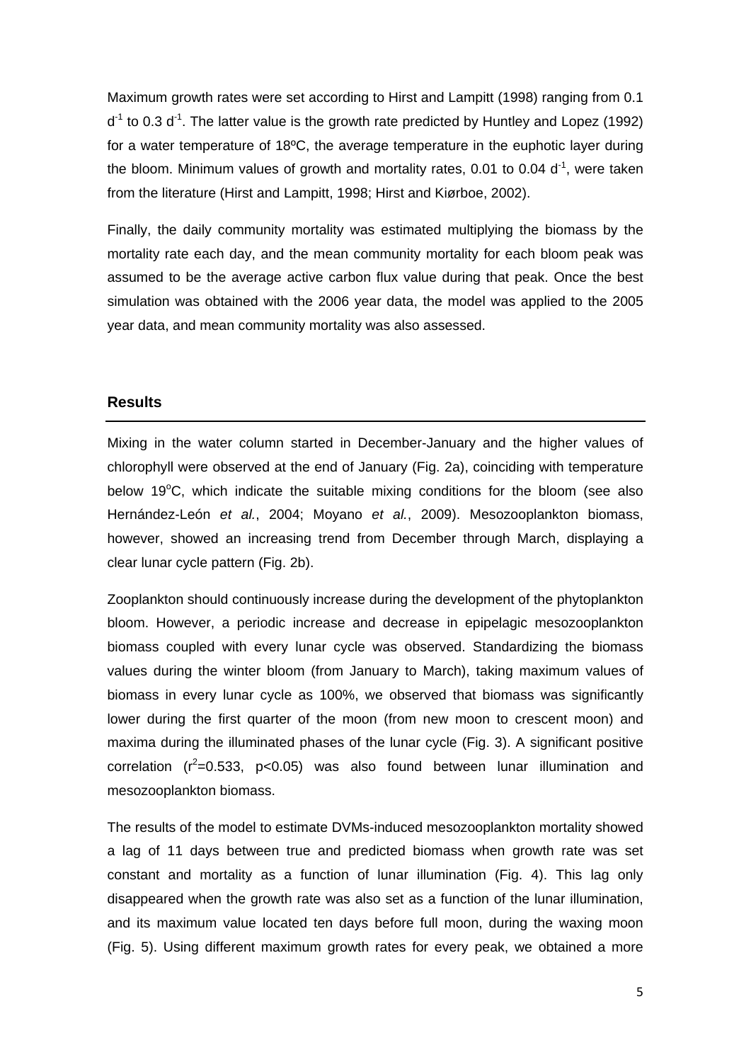Maximum growth rates were set according to Hirst and Lampitt (1998) ranging from 0.1 $d^{-1}$ to 0.3 $d^{-1}$. The latter value is the growth rate predicted by Huntley and Lopez (1992) for a water temperature of 18ºC, the average temperature in the euphotic layer during the bloom. Minimum values of growth and mortality rates, 0.01 to 0.04 $d^{-1}$, were taken from the literature (Hirst and Lampitt, 1998; Hirst and Kiørboe, 2002).

Finally, the daily community mortality was estimated multiplying the biomass by the mortality rate each day, and the mean community mortality for each bloom peak was assumed to be the average active carbon flux value during that peak. Once the best simulation was obtained with the 2006 year data, the model was applied to the 2005 year data, and mean community mortality was also assessed.

## Results

Mixing in the water column started in December-January and the higher values of chlorophyll were observed at the end of January (Fig. 2a), coinciding with temperature below 19$^{o}$C, which indicate the suitable mixing conditions for the bloom (see also Hernández-León *et al.*, 2004; Moyano *et al.*, 2009). Mesozooplankton biomass, however, showed an increasing trend from December through March, displaying a clear lunar cycle pattern (Fig. 2b).

Zooplankton should continuously increase during the development of the phytoplankton bloom. However, a periodic increase and decrease in epipelagic mesozooplankton biomass coupled with every lunar cycle was observed. Standardizing the biomass values during the winter bloom (from January to March), taking maximum values of biomass in every lunar cycle as 100%, we observed that biomass was significantly lower during the first quarter of the moon (from new moon to crescent moon) and maxima during the illuminated phases of the lunar cycle (Fig. 3). A significant positive correlation ($r^2$=0.533, $p<0.05$) was also found between lunar illumination and mesozooplankton biomass.

The results of the model to estimate DVMs-induced mesozooplankton mortality showed a lag of 11 days between true and predicted biomass when growth rate was set constant and mortality as a function of lunar illumination (Fig. 4). This lag only disappeared when the growth rate was also set as a function of the lunar illumination, and its maximum value located ten days before full moon, during the waxing moon (Fig. 5). Using different maximum growth rates for every peak, we obtained a more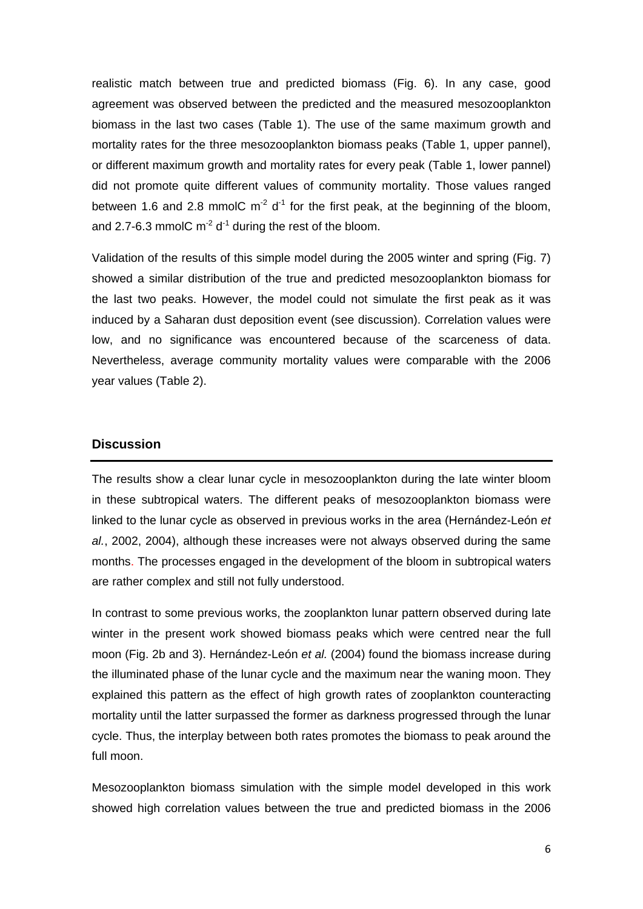realistic match between true and predicted biomass (Fig. 6). In any case, good agreement was observed between the predicted and the measured mesozooplankton biomass in the last two cases (Table 1). The use of the same maximum growth and mortality rates for the three mesozooplankton biomass peaks (Table 1, upper pannel), or different maximum growth and mortality rates for every peak (Table 1, lower pannel) did not promote quite different values of community mortality. Those values ranged between 1.6 and 2.8 mmolC $m^{-2}$ $d^{-1}$ for the first peak, at the beginning of the bloom, and 2.7-6.3 mmolC $m^{-2}$ $d^{-1}$ during the rest of the bloom.

Validation of the results of this simple model during the 2005 winter and spring (Fig. 7) showed a similar distribution of the true and predicted mesozooplankton biomass for the last two peaks. However, the model could not simulate the first peak as it was induced by a Saharan dust deposition event (see discussion). Correlation values were low, and no significance was encountered because of the scarceness of data. Nevertheless, average community mortality values were comparable with the 2006 year values (Table 2).

## Discussion

The results show a clear lunar cycle in mesozooplankton during the late winter bloom in these subtropical waters. The different peaks of mesozooplankton biomass were linked to the lunar cycle as observed in previous works in the area (Hernández-León *et al.*, 2002, 2004), although these increases were not always observed during the same months. The processes engaged in the development of the bloom in subtropical waters are rather complex and still not fully understood.

In contrast to some previous works, the zooplankton lunar pattern observed during late winter in the present work showed biomass peaks which were centred near the full moon (Fig. 2b and 3). Hernández-León *et al.* (2004) found the biomass increase during the illuminated phase of the lunar cycle and the maximum near the waning moon. They explained this pattern as the effect of high growth rates of zooplankton counteracting mortality until the latter surpassed the former as darkness progressed through the lunar cycle. Thus, the interplay between both rates promotes the biomass to peak around the full moon.

Mesozooplankton biomass simulation with the simple model developed in this work showed high correlation values between the true and predicted biomass in the 2006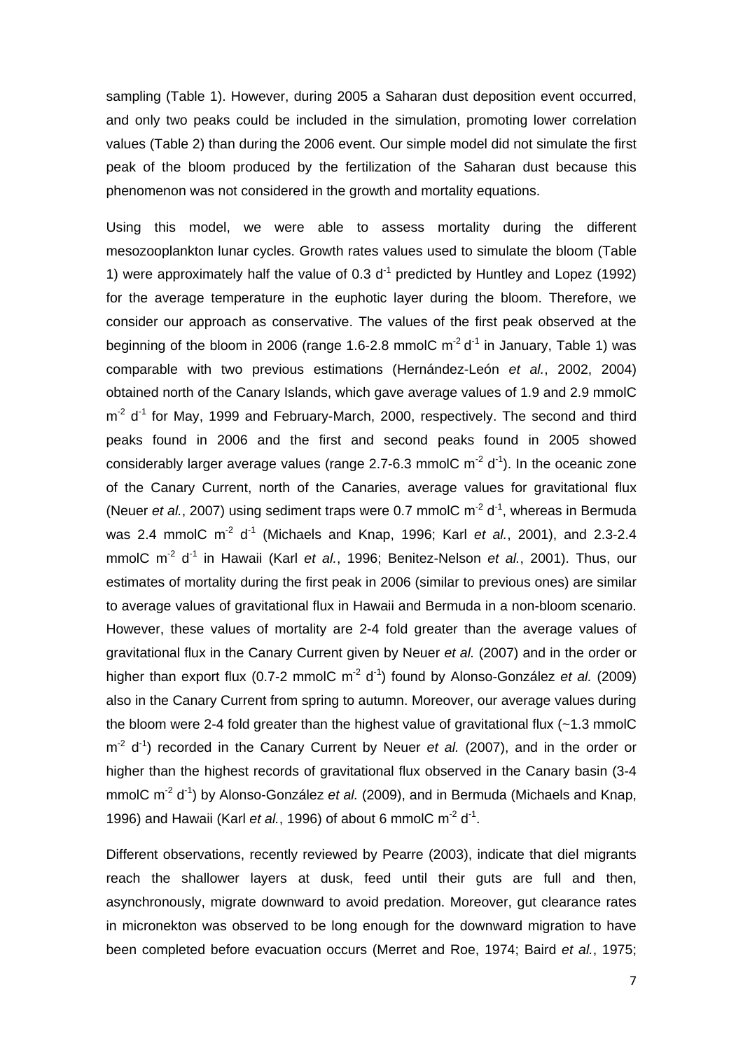sampling (Table 1). However, during 2005 a Saharan dust deposition event occurred, and only two peaks could be included in the simulation, promoting lower correlation values (Table 2) than during the 2006 event. Our simple model did not simulate the first peak of the bloom produced by the fertilization of the Saharan dust because this phenomenon was not considered in the growth and mortality equations.

Using this model, we were able to assess mortality during the different mesozooplankton lunar cycles. Growth rates values used to simulate the bloom (Table 1) were approximately half the value of 0.3 $d^{-1}$ predicted by Huntley and Lopez (1992) for the average temperature in the euphotic layer during the bloom. Therefore, we consider our approach as conservative. The values of the first peak observed at the beginning of the bloom in 2006 (range 1.6-2.8 mmolC $m^{-2}$ $d^{-1}$ in January, Table 1) was comparable with two previous estimations (Hernández-León *et al.*, 2002, 2004) obtained north of the Canary Islands, which gave average values of 1.9 and 2.9 mmolC $m^{-2}$ $d^{-1}$ for May, 1999 and February-March, 2000, respectively. The second and third peaks found in 2006 and the first and second peaks found in 2005 showed considerably larger average values (range 2.7-6.3 mmolC $m^{-2}$ $d^{-1}$). In the oceanic zone of the Canary Current, north of the Canaries, average values for gravitational flux (Neuer *et al.*, 2007) using sediment traps were 0.7 mmolC $m^{-2}$ $d^{-1}$, whereas in Bermuda was 2.4 mmolC $m^{-2}$ $d^{-1}$ (Michaels and Knap, 1996; Karl *et al.*, 2001), and 2.3-2.4 mmolC $m^{-2}$ $d^{-1}$ in Hawaii (Karl *et al.*, 1996; Benitez-Nelson *et al.*, 2001). Thus, our estimates of mortality during the first peak in 2006 (similar to previous ones) are similar to average values of gravitational flux in Hawaii and Bermuda in a non-bloom scenario. However, these values of mortality are 2-4 fold greater than the average values of gravitational flux in the Canary Current given by Neuer *et al.* (2007) and in the order or higher than export flux (0.7-2 mmolC $m^{-2}$ $d^{-1}$) found by Alonso-González *et al.* (2009) also in the Canary Current from spring to autumn. Moreover, our average values during the bloom were 2-4 fold greater than the highest value of gravitational flux (~1.3 mmolC $m^{-2}$ $d^{-1}$) recorded in the Canary Current by Neuer *et al.* (2007), and in the order or higher than the highest records of gravitational flux observed in the Canary basin (3-4 mmolC $m^{-2}$ $d^{-1}$) by Alonso-González *et al.* (2009), and in Bermuda (Michaels and Knap, 1996) and Hawaii (Karl *et al.*, 1996) of about 6 mmolC $m^{-2}$ $d^{-1}$.

Different observations, recently reviewed by Pearre (2003), indicate that diel migrants reach the shallower layers at dusk, feed until their guts are full and then, asynchronously, migrate downward to avoid predation. Moreover, gut clearance rates in micronekton was observed to be long enough for the downward migration to have been completed before evacuation occurs (Merret and Roe, 1974; Baird *et al.*, 1975;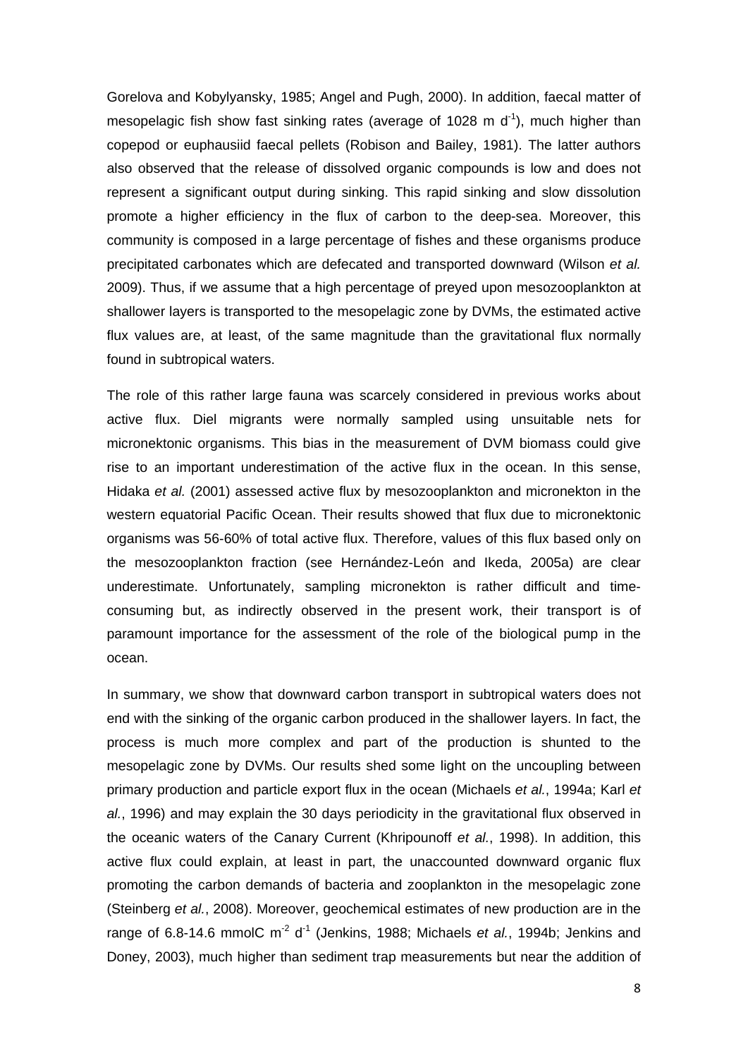Gorelova and Kobylyansky, 1985; Angel and Pugh, 2000). In addition, faecal matter of mesopelagic fish show fast sinking rates (average of 1028 m $d^{-1}$), much higher than copepod or euphausiid faecal pellets (Robison and Bailey, 1981). The latter authors also observed that the release of dissolved organic compounds is low and does not represent a significant output during sinking. This rapid sinking and slow dissolution promote a higher efficiency in the flux of carbon to the deep-sea. Moreover, this community is composed in a large percentage of fishes and these organisms produce precipitated carbonates which are defecated and transported downward (Wilson *et al.* 2009). Thus, if we assume that a high percentage of preyed upon mesozooplankton at shallower layers is transported to the mesopelagic zone by DVMs, the estimated active flux values are, at least, of the same magnitude than the gravitational flux normally found in subtropical waters.

The role of this rather large fauna was scarcely considered in previous works about active flux. Diel migrants were normally sampled using unsuitable nets for micronektonic organisms. This bias in the measurement of DVM biomass could give rise to an important underestimation of the active flux in the ocean. In this sense, Hidaka *et al.* (2001) assessed active flux by mesozooplankton and micronekton in the western equatorial Pacific Ocean. Their results showed that flux due to micronektonic organisms was 56-60% of total active flux. Therefore, values of this flux based only on the mesozooplankton fraction (see Hernández-León and Ikeda, 2005a) are clear underestimate. Unfortunately, sampling micronekton is rather difficult and time-consuming but, as indirectly observed in the present work, their transport is of paramount importance for the assessment of the role of the biological pump in the ocean.

In summary, we show that downward carbon transport in subtropical waters does not end with the sinking of the organic carbon produced in the shallower layers. In fact, the process is much more complex and part of the production is shunted to the mesopelagic zone by DVMs. Our results shed some light on the uncoupling between primary production and particle export flux in the ocean (Michaels *et al.*, 1994a; Karl *et al.*, 1996) and may explain the 30 days periodicity in the gravitational flux observed in the oceanic waters of the Canary Current (Khripounoff *et al.*, 1998). In addition, this active flux could explain, at least in part, the unaccounted downward organic flux promoting the carbon demands of bacteria and zooplankton in the mesopelagic zone (Steinberg *et al.*, 2008). Moreover, geochemical estimates of new production are in the range of 6.8-14.6 mmolC $m^{-2}$ $d^{-1}$ (Jenkins, 1988; Michaels *et al.*, 1994b; Jenkins and Doney, 2003), much higher than sediment trap measurements but near the addition of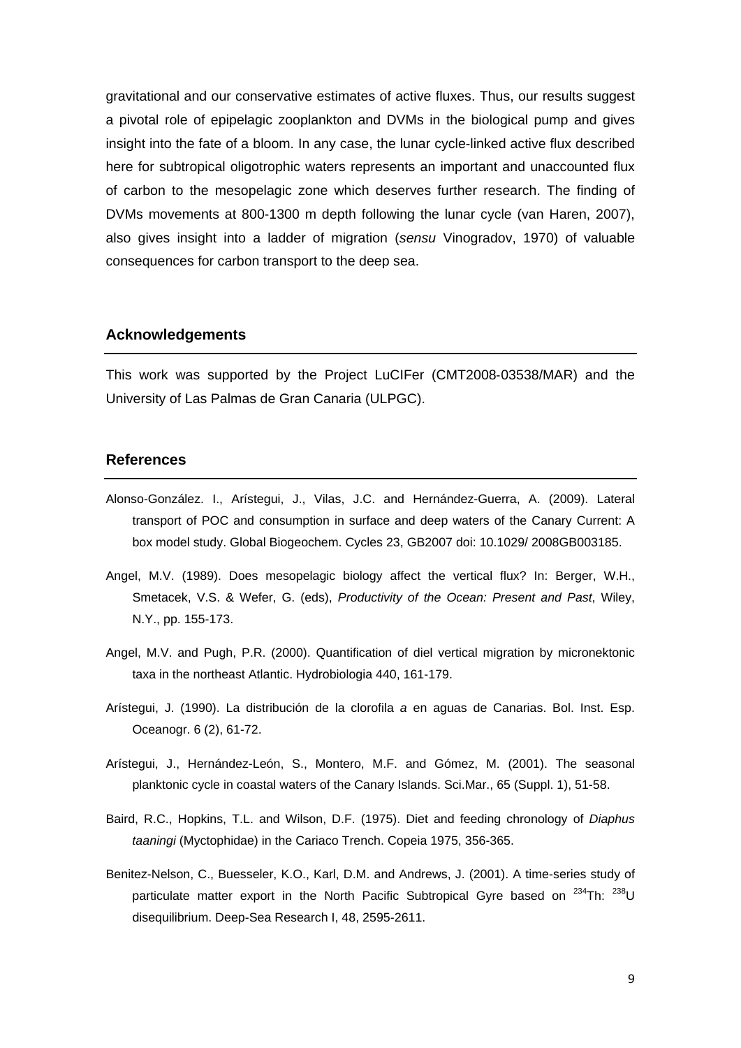gravitational and our conservative estimates of active fluxes. Thus, our results suggest a pivotal role of epipelagic zooplankton and DVMs in the biological pump and gives insight into the fate of a bloom. In any case, the lunar cycle-linked active flux described here for subtropical oligotrophic waters represents an important and unaccounted flux of carbon to the mesopelagic zone which deserves further research. The finding of DVMs movements at 800-1300 m depth following the lunar cycle (van Haren, 2007), also gives insight into a ladder of migration (*sensu* Vinogradov, 1970) of valuable consequences for carbon transport to the deep sea.

## Acknowledgements

This work was supported by the Project LuCIFer (CMT2008-03538/MAR) and the University of Las Palmas de Gran Canaria (ULPGC).

## References

Alonso-González. I., Arístegui, J., Vilas, J.C. and Hernández-Guerra, A. (2009). Lateral transport of POC and consumption in surface and deep waters of the Canary Current: A box model study. Global Biogeochem. Cycles 23, GB2007 doi: 10.1029/ 2008GB003185.

Angel, M.V. (1989). Does mesopelagic biology affect the vertical flux? In: Berger, W.H., Smetacek, V.S. & Wefer, G. (eds), *Productivity of the Ocean: Present and Past*, Wiley, N.Y., pp. 155-173.

Angel, M.V. and Pugh, P.R. (2000). Quantification of diel vertical migration by micronektonic taxa in the northeast Atlantic. Hydrobiologia 440, 161-179.

Arístegui, J. (1990). La distribución de la clorofila *a* en aguas de Canarias. Bol. Inst. Esp. Oceanogr. 6 (2), 61-72.

Arístegui, J., Hernández-León, S., Montero, M.F. and Gómez, M. (2001). The seasonal planktonic cycle in coastal waters of the Canary Islands. Sci.Mar., 65 (Suppl. 1), 51-58.

Baird, R.C., Hopkins, T.L. and Wilson, D.F. (1975). Diet and feeding chronology of *Diaphus taaningi* (Myctophidae) in the Cariaco Trench. Copeia 1975, 356-365.

Benitez-Nelson, C., Buesseler, K.O., Karl, D.M. and Andrews, J. (2001). A time-series study of particulate matter export in the North Pacific Subtropical Gyre based on $^{234}$Th: $^{238}$U disequilibrium. Deep-Sea Research I, 48, 2595-2611.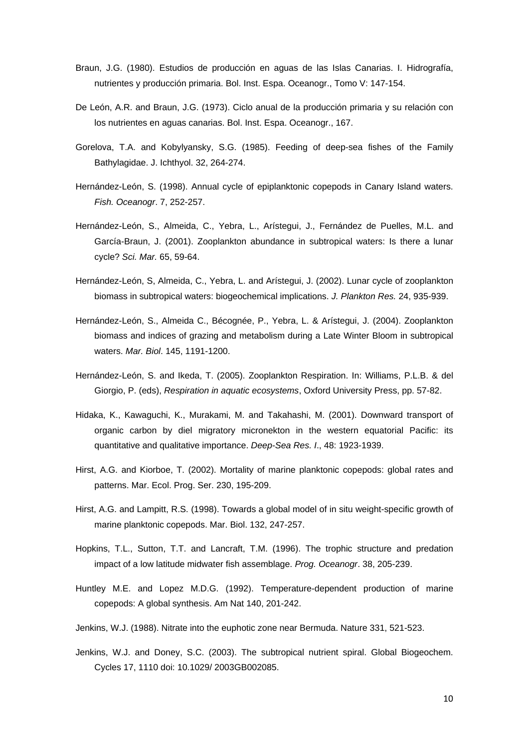Braun, J.G. (1980). Estudios de producción en aguas de las Islas Canarias. I. Hidrografía, nutrientes y producción primaria. Bol. Inst. Espa. Oceanogr., Tomo V: 147-154.

De León, A.R. and Braun, J.G. (1973). Ciclo anual de la producción primaria y su relación con los nutrientes en aguas canarias. Bol. Inst. Espa. Oceanogr., 167.

Gorelova, T.A. and Kobylyansky, S.G. (1985). Feeding of deep-sea fishes of the Family Bathylagidae. J. Ichthyol. 32, 264-274.

Hernández-León, S. (1998). Annual cycle of epiplanktonic copepods in Canary Island waters. *Fish. Oceanogr*. 7, 252-257.

Hernández-León, S., Almeida, C., Yebra, L., Arístegui, J., Fernández de Puelles, M.L. and García-Braun, J. (2001). Zooplankton abundance in subtropical waters: Is there a lunar cycle? *Sci. Mar.* 65, 59-64.

Hernández-León, S, Almeida, C., Yebra, L. and Arístegui, J. (2002). Lunar cycle of zooplankton biomass in subtropical waters: biogeochemical implications. *J. Plankton Res.* 24, 935-939.

Hernández-León, S., Almeida C., Bécognée, P., Yebra, L. & Arístegui, J. (2004). Zooplankton biomass and indices of grazing and metabolism during a Late Winter Bloom in subtropical waters. *Mar. Biol*. 145, 1191-1200.

Hernández-León, S. and Ikeda, T. (2005). Zooplankton Respiration. In: Williams, P.L.B. & del Giorgio, P. (eds), *Respiration in aquatic ecosystems*, Oxford University Press, pp. 57-82.

Hidaka, K., Kawaguchi, K., Murakami, M. and Takahashi, M. (2001). Downward transport of organic carbon by diel migratory micronekton in the western equatorial Pacific: its quantitative and qualitative importance. *Deep-Sea Res. I*., 48: 1923-1939.

Hirst, A.G. and Kiorboe, T. (2002). Mortality of marine planktonic copepods: global rates and patterns. Mar. Ecol. Prog. Ser. 230, 195-209.

Hirst, A.G. and Lampitt, R.S. (1998). Towards a global model of in situ weight-specific growth of marine planktonic copepods. Mar. Biol. 132, 247-257.

Hopkins, T.L., Sutton, T.T. and Lancraft, T.M. (1996). The trophic structure and predation impact of a low latitude midwater fish assemblage. *Prog. Oceanogr*. 38, 205-239.

Huntley M.E. and Lopez M.D.G. (1992). Temperature-dependent production of marine copepods: A global synthesis. Am Nat 140, 201-242.

Jenkins, W.J. (1988). Nitrate into the euphotic zone near Bermuda. Nature 331, 521-523.

Jenkins, W.J. and Doney, S.C. (2003). The subtropical nutrient spiral. Global Biogeochem. Cycles 17, 1110 doi: 10.1029/ 2003GB002085.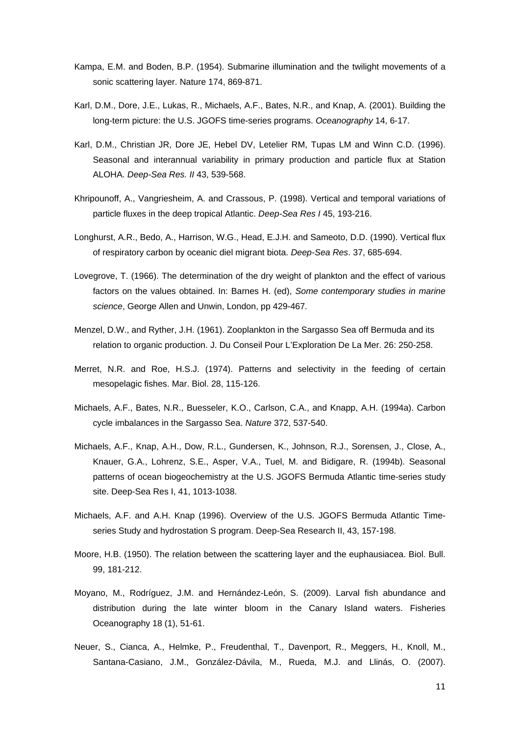Kampa, E.M. and Boden, B.P. (1954). Submarine illumination and the twilight movements of a sonic scattering layer. Nature 174, 869-871.

Karl, D.M., Dore, J.E., Lukas, R., Michaels, A.F., Bates, N.R., and Knap, A. (2001). Building the long-term picture: the U.S. JGOFS time-series programs. *Oceanography* 14, 6-17.

Karl, D.M., Christian JR, Dore JE, Hebel DV, Letelier RM, Tupas LM and Winn C.D. (1996). Seasonal and interannual variability in primary production and particle flux at Station ALOHA. *Deep-Sea Res. II* 43, 539-568.

Khripounoff, A., Vangriesheim, A. and Crassous, P. (1998). Vertical and temporal variations of particle fluxes in the deep tropical Atlantic. *Deep-Sea Res I* 45, 193-216.

Longhurst, A.R., Bedo, A., Harrison, W.G., Head, E.J.H. and Sameoto, D.D. (1990). Vertical flux of respiratory carbon by oceanic diel migrant biota. *Deep-Sea Res*. 37, 685-694.

Lovegrove, T. (1966). The determination of the dry weight of plankton and the effect of various factors on the values obtained. In: Barnes H. (ed), *Some contemporary studies in marine science*, George Allen and Unwin, London, pp 429-467.

Menzel, D.W., and Ryther, J.H. (1961). Zooplankton in the Sargasso Sea off Bermuda and its relation to organic production. J. Du Conseil Pour L'Exploration De La Mer. 26: 250-258.

Merret, N.R. and Roe, H.S.J. (1974). Patterns and selectivity in the feeding of certain mesopelagic fishes. Mar. Biol. 28, 115-126.

Michaels, A.F., Bates, N.R., Buesseler, K.O., Carlson, C.A., and Knapp, A.H. (1994a). Carbon cycle imbalances in the Sargasso Sea. *Nature* 372, 537-540.

Michaels, A.F., Knap, A.H., Dow, R.L., Gundersen, K., Johnson, R.J., Sorensen, J., Close, A., Knauer, G.A., Lohrenz, S.E., Asper, V.A., Tuel, M. and Bidigare, R. (1994b). Seasonal patterns of ocean biogeochemistry at the U.S. JGOFS Bermuda Atlantic time-series study site. Deep-Sea Res I, 41, 1013-1038.

Michaels, A.F. and A.H. Knap (1996). Overview of the U.S. JGOFS Bermuda Atlantic Time-series Study and hydrostation S program. Deep-Sea Research II, 43, 157-198.

Moore, H.B. (1950). The relation between the scattering layer and the euphausiacea. Biol. Bull. 99, 181-212.

Moyano, M., Rodríguez, J.M. and Hernández-León, S. (2009). Larval fish abundance and distribution during the late winter bloom in the Canary Island waters. Fisheries Oceanography 18 (1), 51-61.

Neuer, S., Cianca, A., Helmke, P., Freudenthal, T., Davenport, R., Meggers, H., Knoll, M., Santana-Casiano, J.M., González-Dávila, M., Rueda, M.J. and Llinás, O. (2007).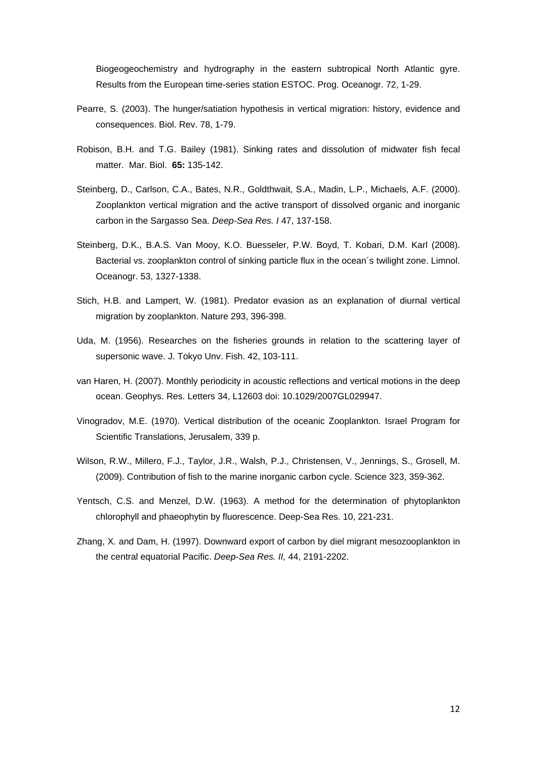Biogeogeochemistry and hydrography in the eastern subtropical North Atlantic gyre. Results from the European time-series station ESTOC. Prog. Oceanogr. 72, 1-29.

Pearre, S. (2003). The hunger/satiation hypothesis in vertical migration: history, evidence and consequences. Biol. Rev. 78, 1-79.

Robison, B.H. and T.G. Bailey (1981). Sinking rates and dissolution of midwater fish fecal matter. Mar. Biol. **65:** 135-142.

Steinberg, D., Carlson, C.A., Bates, N.R., Goldthwait, S.A., Madin, L.P., Michaels, A.F. (2000). Zooplankton vertical migration and the active transport of dissolved organic and inorganic carbon in the Sargasso Sea. *Deep-Sea Res. I* 47, 137-158.

Steinberg, D.K., B.A.S. Van Mooy, K.O. Buesseler, P.W. Boyd, T. Kobari, D.M. Karl (2008). Bacterial vs. zooplankton control of sinking particle flux in the ocean´s twilight zone. Limnol. Oceanogr. 53, 1327-1338.

Stich, H.B. and Lampert, W. (1981). Predator evasion as an explanation of diurnal vertical migration by zooplankton. Nature 293, 396-398.

Uda, M. (1956). Researches on the fisheries grounds in relation to the scattering layer of supersonic wave. J. Tokyo Unv. Fish. 42, 103-111.

van Haren, H. (2007). Monthly periodicity in acoustic reflections and vertical motions in the deep ocean. Geophys. Res. Letters 34, L12603 doi: 10.1029/2007GL029947.

Vinogradov, M.E. (1970). Vertical distribution of the oceanic Zooplankton. Israel Program for Scientific Translations, Jerusalem, 339 p.

Wilson, R.W., Millero, F.J., Taylor, J.R., Walsh, P.J., Christensen, V., Jennings, S., Grosell, M. (2009). Contribution of fish to the marine inorganic carbon cycle. Science 323, 359-362.

Yentsch, C.S. and Menzel, D.W. (1963). A method for the determination of phytoplankton chlorophyll and phaeophytin by fluorescence. Deep-Sea Res. 10, 221-231.

Zhang, X. and Dam, H. (1997). Downward export of carbon by diel migrant mesozooplankton in the central equatorial Pacific. *Deep-Sea Res. II,* 44, 2191-2202.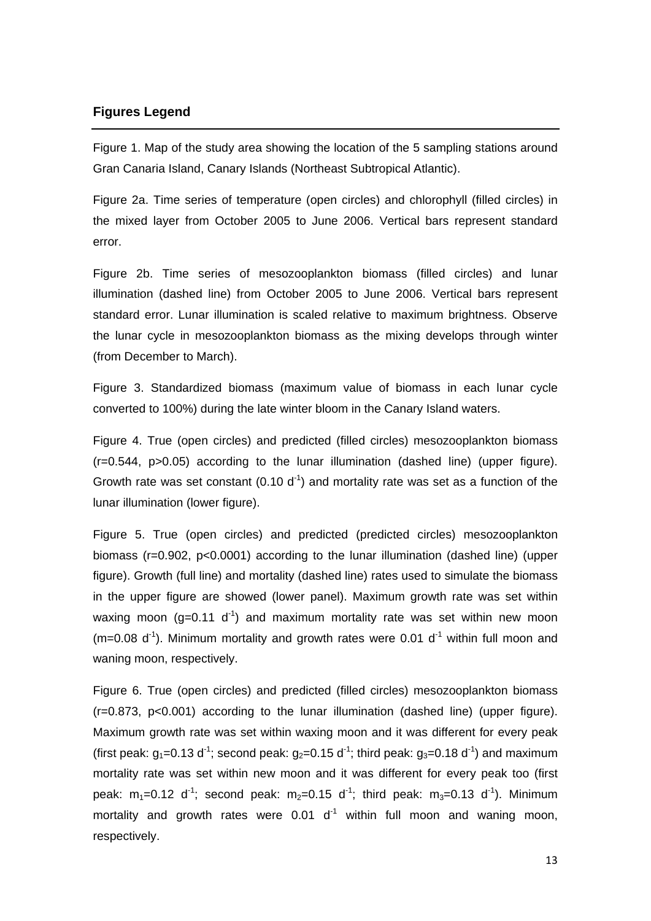## Figures Legend

Figure 1. Map of the study area showing the location of the 5 sampling stations around Gran Canaria Island, Canary Islands (Northeast Subtropical Atlantic).

Figure 2a. Time series of temperature (open circles) and chlorophyll (filled circles) in the mixed layer from October 2005 to June 2006. Vertical bars represent standard error.

Figure 2b. Time series of mesozooplankton biomass (filled circles) and lunar illumination (dashed line) from October 2005 to June 2006. Vertical bars represent standard error. Lunar illumination is scaled relative to maximum brightness. Observe the lunar cycle in mesozooplankton biomass as the mixing develops through winter (from December to March).

Figure 3. Standardized biomass (maximum value of biomass in each lunar cycle converted to 100%) during the late winter bloom in the Canary Island waters.

Figure 4. True (open circles) and predicted (filled circles) mesozooplankton biomass ($r=0.544$, $p>0.05$) according to the lunar illumination (dashed line) (upper figure). Growth rate was set constant (0.10 $d^{-1}$) and mortality rate was set as a function of the lunar illumination (lower figure).

Figure 5. True (open circles) and predicted (predicted circles) mesozooplankton biomass ($r=0.902$, $p<0.0001$) according to the lunar illumination (dashed line) (upper figure). Growth (full line) and mortality (dashed line) rates used to simulate the biomass in the upper figure are showed (lower panel). Maximum growth rate was set within waxing moon ($g=0.11$ $d^{-1}$) and maximum mortality rate was set within new moon ($m=0.08$ $d^{-1}$). Minimum mortality and growth rates were 0.01 $d^{-1}$ within full moon and waning moon, respectively.

Figure 6. True (open circles) and predicted (filled circles) mesozooplankton biomass ($r=0.873$, $p<0.001$) according to the lunar illumination (dashed line) (upper figure). Maximum growth rate was set within waxing moon and it was different for every peak (first peak: $g_1=0.13$ $d^{-1}$; second peak: $g_2=0.15$ $d^{-1}$; third peak: $g_3=0.18$ $d^{-1}$) and maximum mortality rate was set within new moon and it was different for every peak too (first peak: $m_1=0.12$ $d^{-1}$; second peak: $m_2=0.15$ $d^{-1}$; third peak: $m_3=0.13$ $d^{-1}$). Minimum mortality and growth rates were 0.01 $d^{-1}$ within full moon and waning moon, respectively.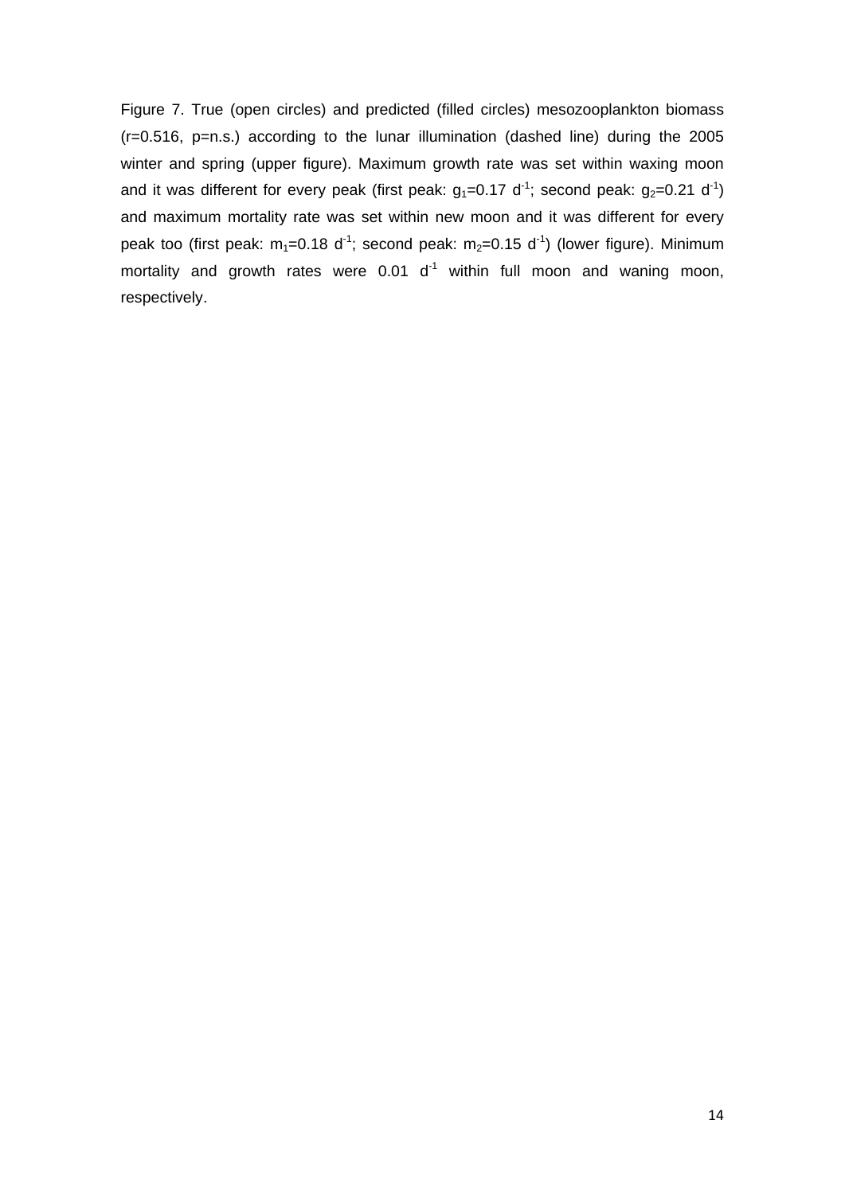Figure 7. True (open circles) and predicted (filled circles) mesozooplankton biomass ($r=0.516$, $p$=n.s.) according to the lunar illumination (dashed line) during the 2005 winter and spring (upper figure). Maximum growth rate was set within waxing moon and it was different for every peak (first peak: $g_1=0.17\ d^{-1}$; second peak: $g_2=0.21\ d^{-1}$) and maximum mortality rate was set within new moon and it was different for every peak too (first peak: $m_1=0.18\ d^{-1}$; second peak: $m_2=0.15\ d^{-1}$) (lower figure). Minimum mortality and growth rates were $0.01\ d^{-1}$ within full moon and waning moon, respectively.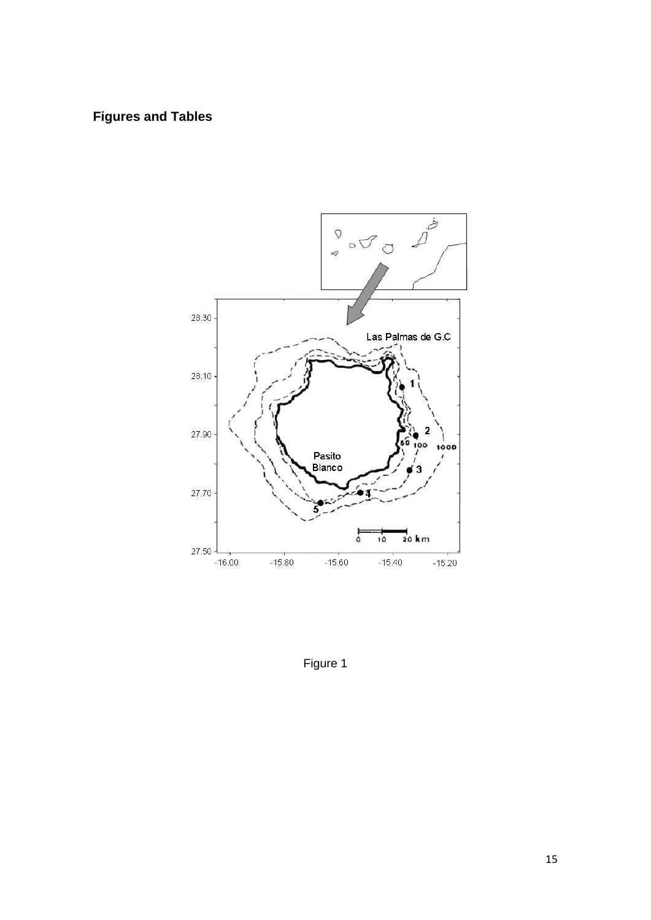## Figures and Tables

Figure 1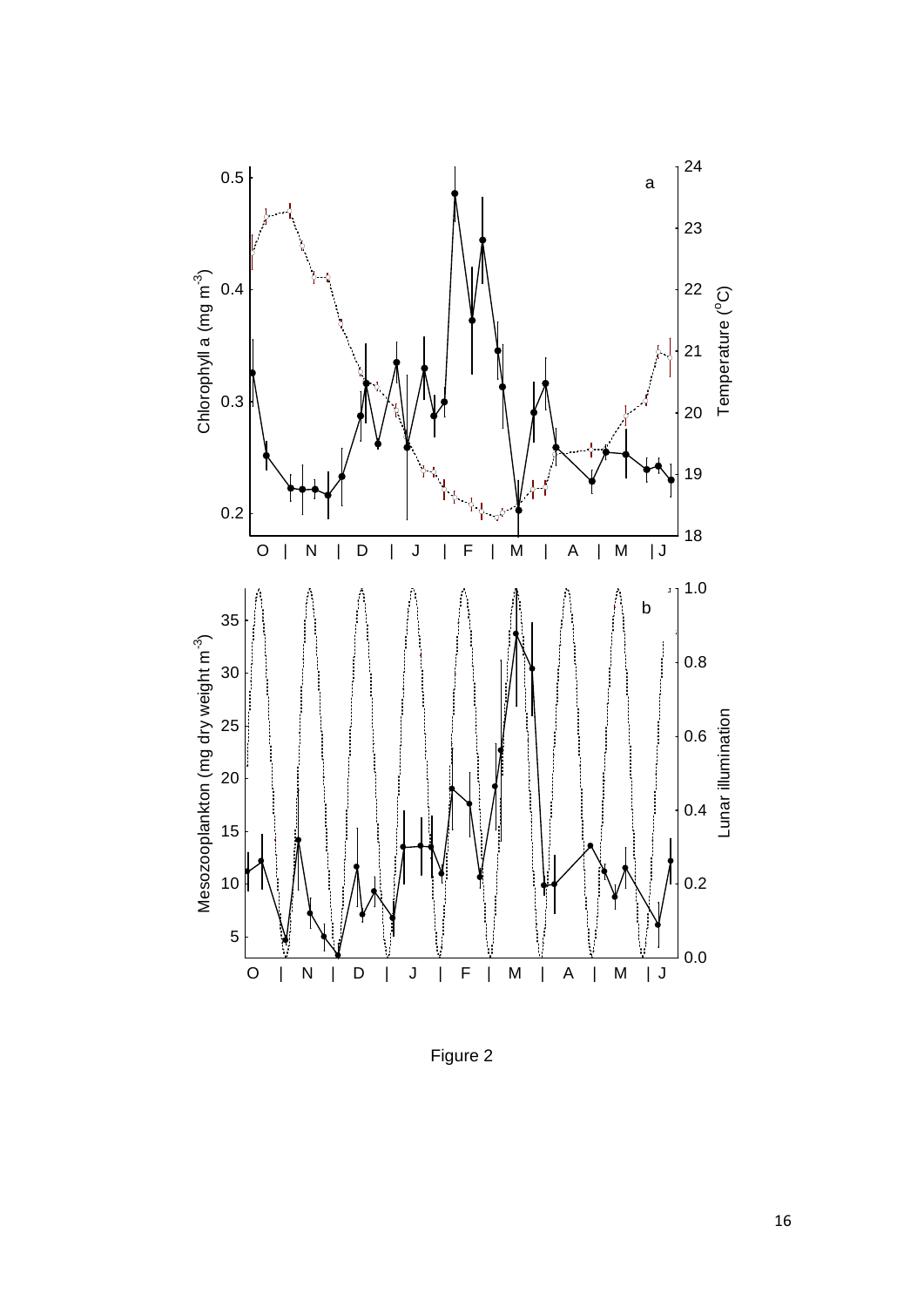Figure 2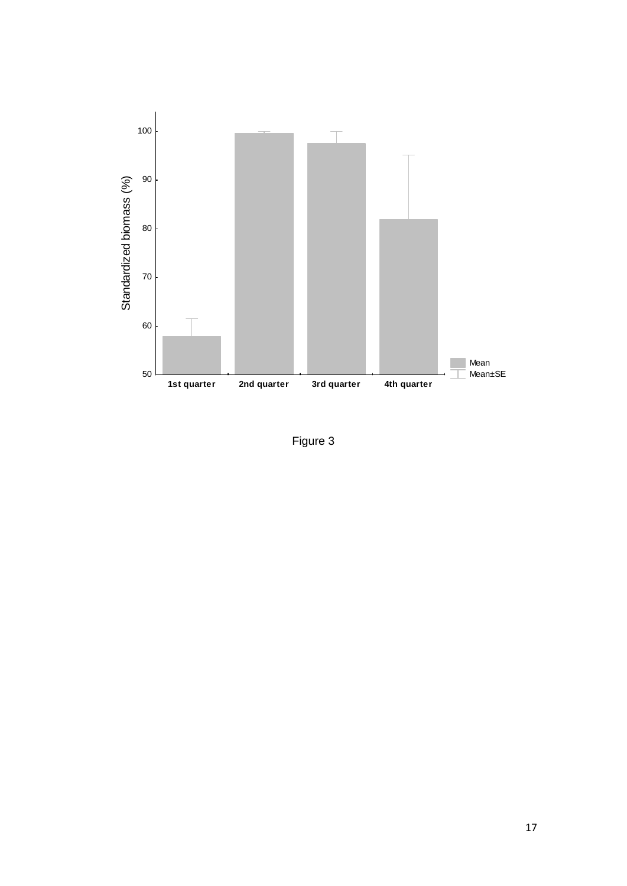Figure 3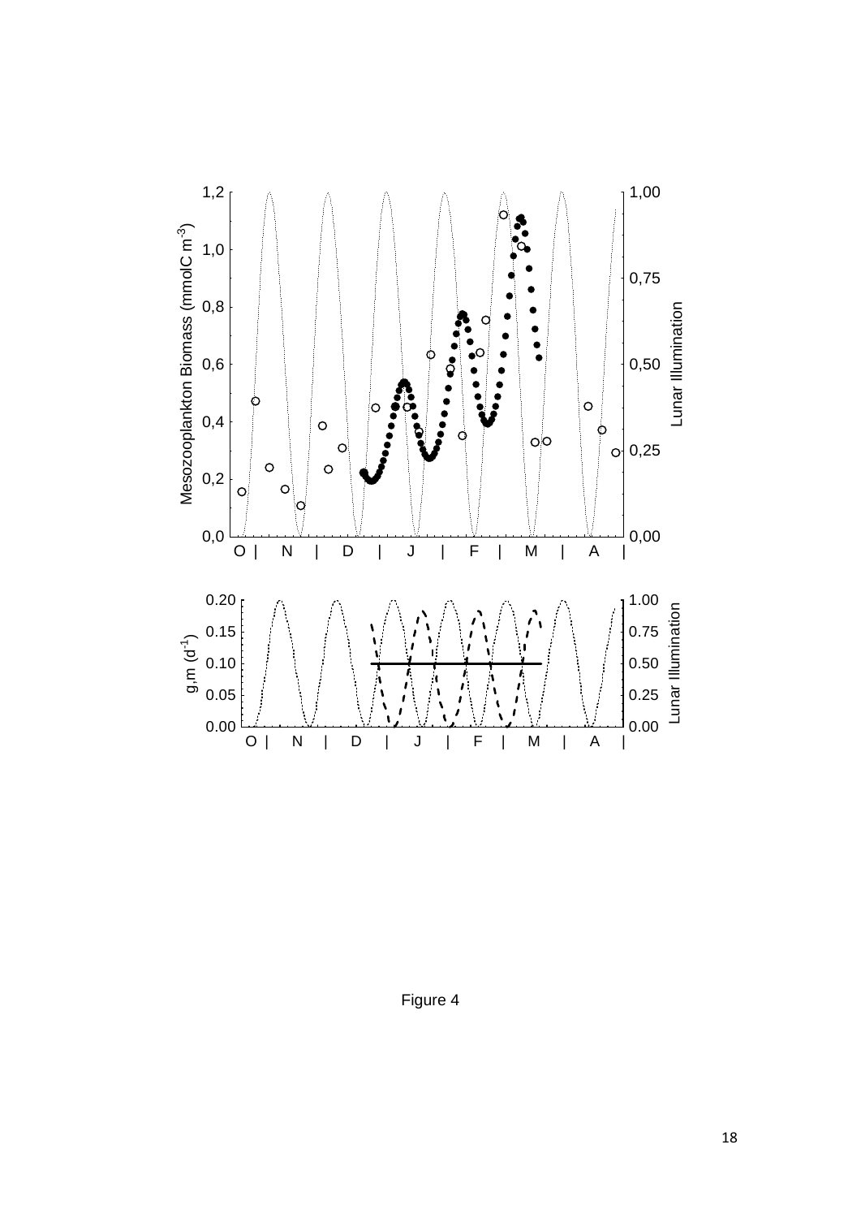Figure 4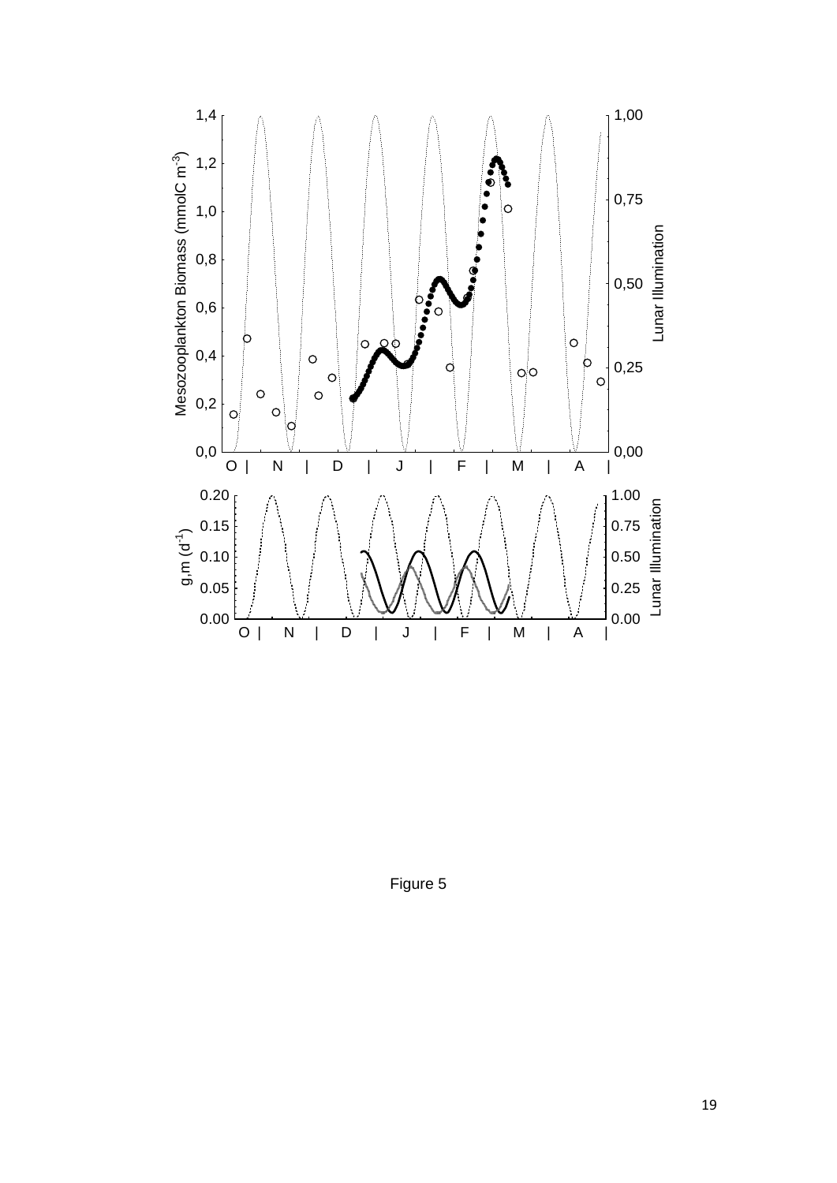Figure 5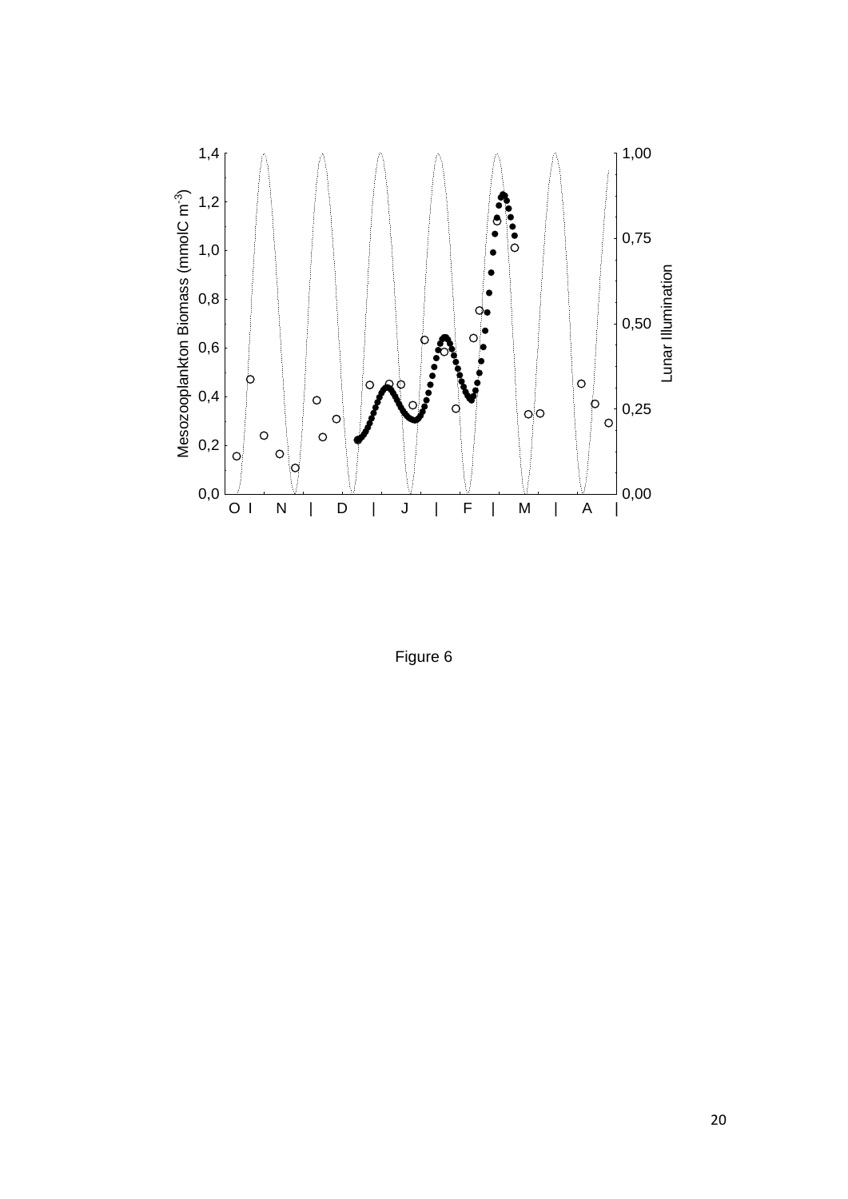Figure 6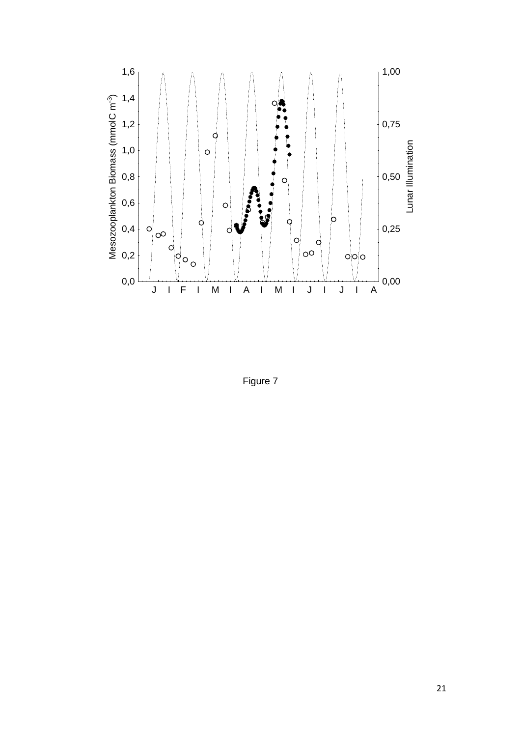Figure 7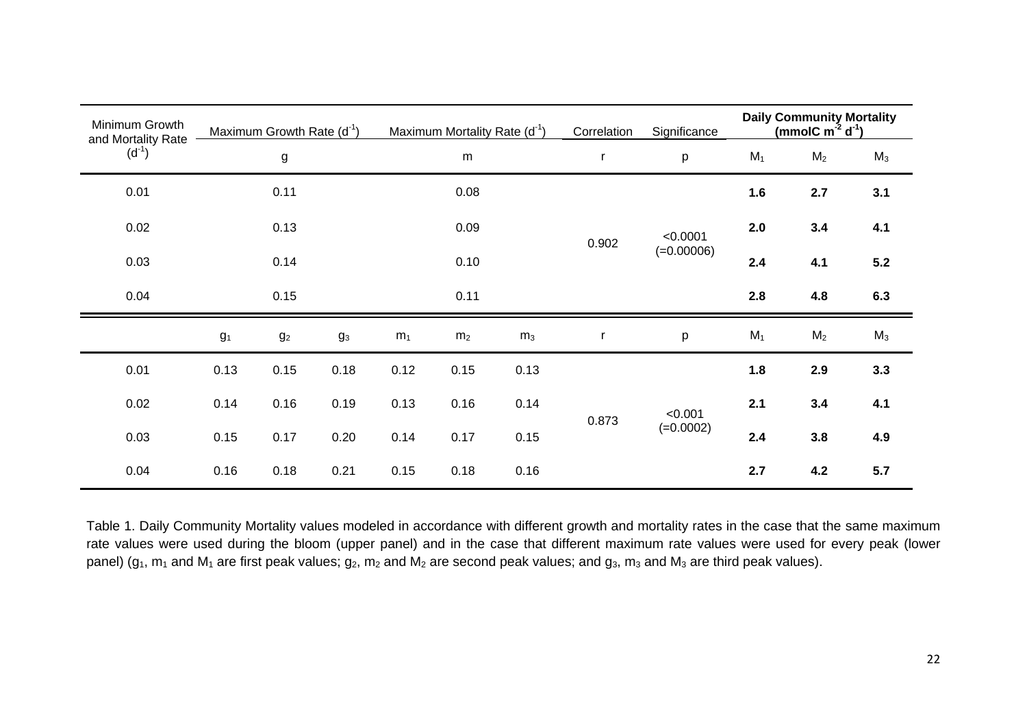| Minimum Growth and Mortality Rate ($d^{-1}$) | Maximum Growth Rate ($d^{-1}$) | | | Maximum Mortality Rate ($d^{-1}$) | | | Correlation | Significance | **Daily Community Mortality ($mmolC\ m^{-2}\ d^{-1}$)** | | |
|---|---|---|---|---|---|---|---|---|---|---|---|
| | g | | | m | | | r | p | $M_1$ | $M_2$ | $M_3$ |
| 0.01 | 0.11 | | | 0.08 | | | 0.902 | <0.0001 (=0.00006) | **1.6** | **2.7** | **3.1** |
| 0.02 | 0.13 | | | 0.09 | | | | | **2.0** | **3.4** | **4.1** |
| 0.03 | 0.14 | | | 0.10 | | | | | **2.4** | **4.1** | **5.2** |
| 0.04 | 0.15 | | | 0.11 | | | | | **2.8** | **4.8** | **6.3** |
| | $g_1$ | $g_2$ | $g_3$ | $m_1$ | $m_2$ | $m_3$ | r | p | $M_1$ | $M_2$ | $M_3$ |
| 0.01 | 0.13 | 0.15 | 0.18 | 0.12 | 0.15 | 0.13 | 0.873 | <0.001 (=0.0002) | **1.8** | **2.9** | **3.3** |
| 0.02 | 0.14 | 0.16 | 0.19 | 0.13 | 0.16 | 0.14 | | | **2.1** | **3.4** | **4.1** |
| 0.03 | 0.15 | 0.17 | 0.20 | 0.14 | 0.17 | 0.15 | | | **2.4** | **3.8** | **4.9** |
| 0.04 | 0.16 | 0.18 | 0.21 | 0.15 | 0.18 | 0.16 | | | **2.7** | **4.2** | **5.7** |

Table 1. Daily Community Mortality values modeled in accordance with different growth and mortality rates in the case that the same maximum rate values were used during the bloom (upper panel) and in the case that different maximum rate values were used for every peak (lower panel) ($g_1$, $m_1$ and $M_1$ are first peak values; $g_2$, $m_2$ and $M_2$ are second peak values; and $g_3$, $m_3$ and $M_3$ are third peak values).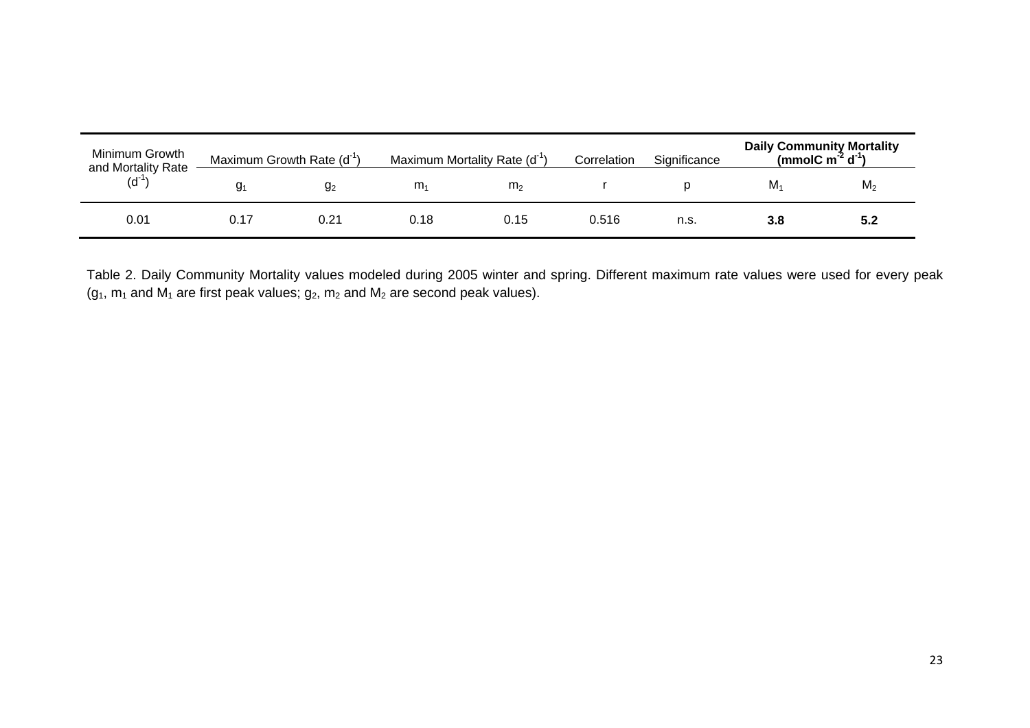| Minimum Growth and Mortality Rate ($d^{-1}$) | Maximum Growth Rate ($d^{-1}$) | | Maximum Mortality Rate ($d^{-1}$) | | Correlation | Significance | **Daily Community Mortality ($mmolC\ m^{-2}\ d^{-1}$)** | |
|---|---|---|---|---|---|---|---|---|
| | $g_1$ | $g_2$ | $m_1$ | $m_2$ | r | p | $M_1$ | $M_2$ |
| 0.01 | 0.17 | 0.21 | 0.18 | 0.15 | 0.516 | n.s. | **3.8** | **5.2** |

Table 2. Daily Community Mortality values modeled during 2005 winter and spring. Different maximum rate values were used for every peak ($g_1$, $m_1$ and $M_1$ are first peak values; $g_2$, $m_2$ and $M_2$ are second peak values).